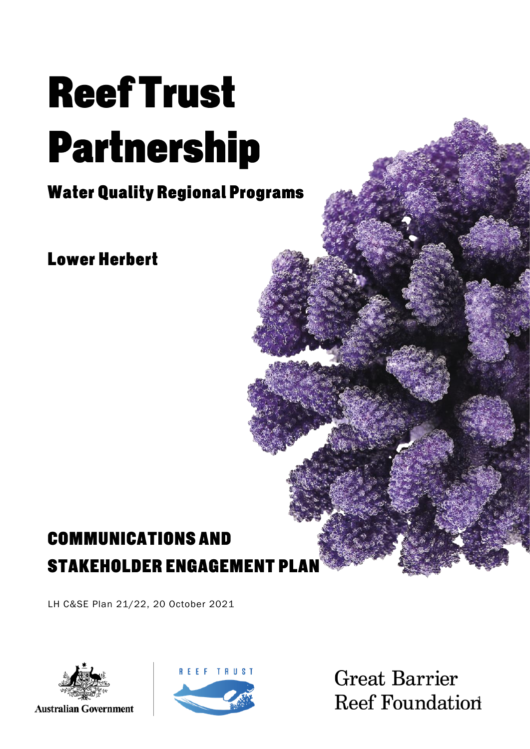# Reef Trust Partnership

## Water Quality Regional Programs

## Lower Herbert

## COMMUNICATIONS AND STAKEHOLDER ENGAGEMENT PLAN

LH C&SE Plan 21/22, 20 October 2021

Australian Government

REEF TRUST

Great Barrier Reef Foundation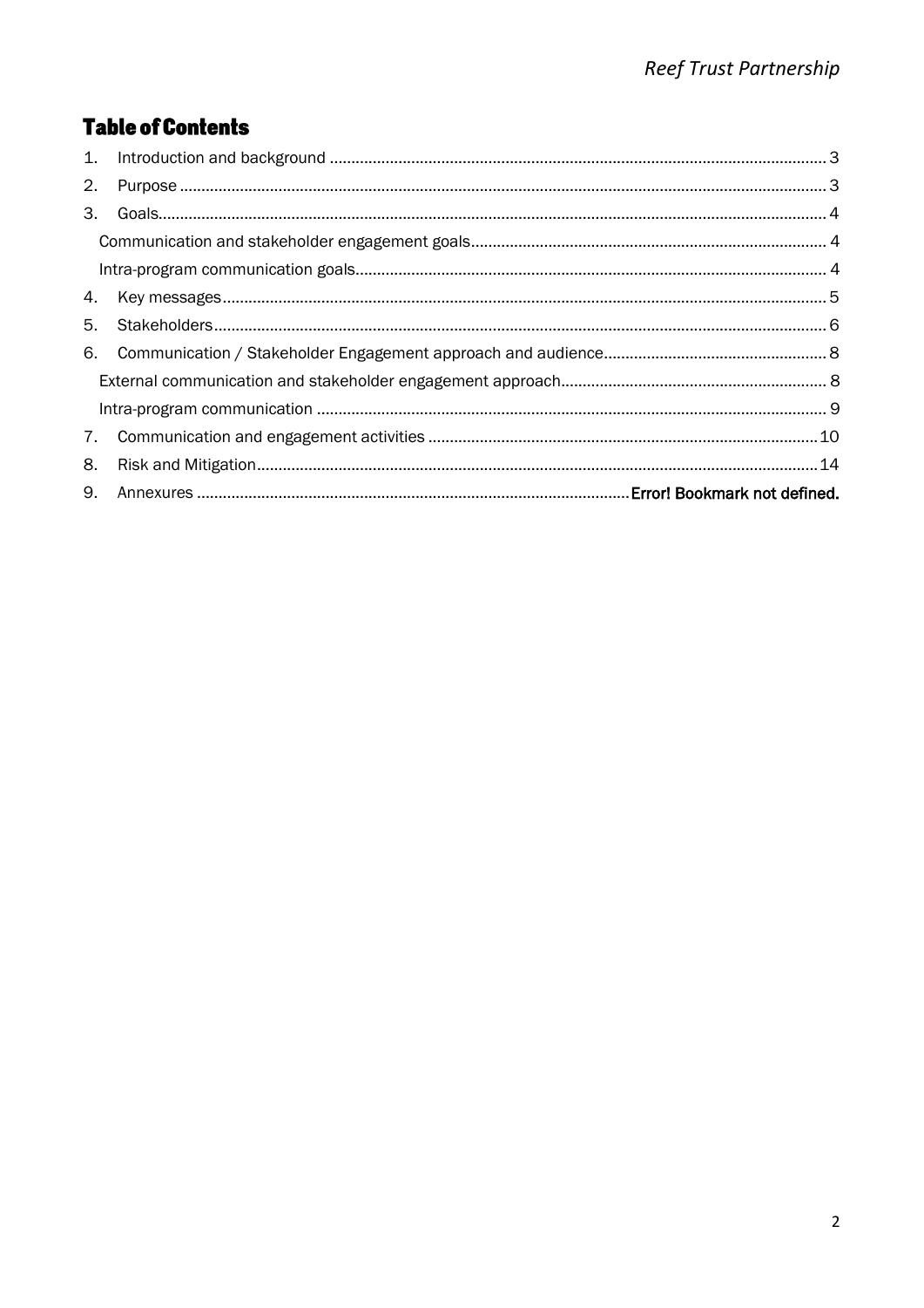## Table of Contents

1. Introduction and background .... 3
2. Purpose .... 3
3. Goals .... 4
    - Communication and stakeholder engagement goals .... 4
    - Intra-program communication goals .... 4
4. Key messages .... 5
5. Stakeholders .... 6
6. Communication / Stakeholder Engagement approach and audience .... 8
    - External communication and stakeholder engagement approach .... 8
    - Intra-program communication .... 9
7. Communication and engagement activities .... 10
8. Risk and Mitigation .... 14
9. Annexures .... **Error! Bookmark not defined.**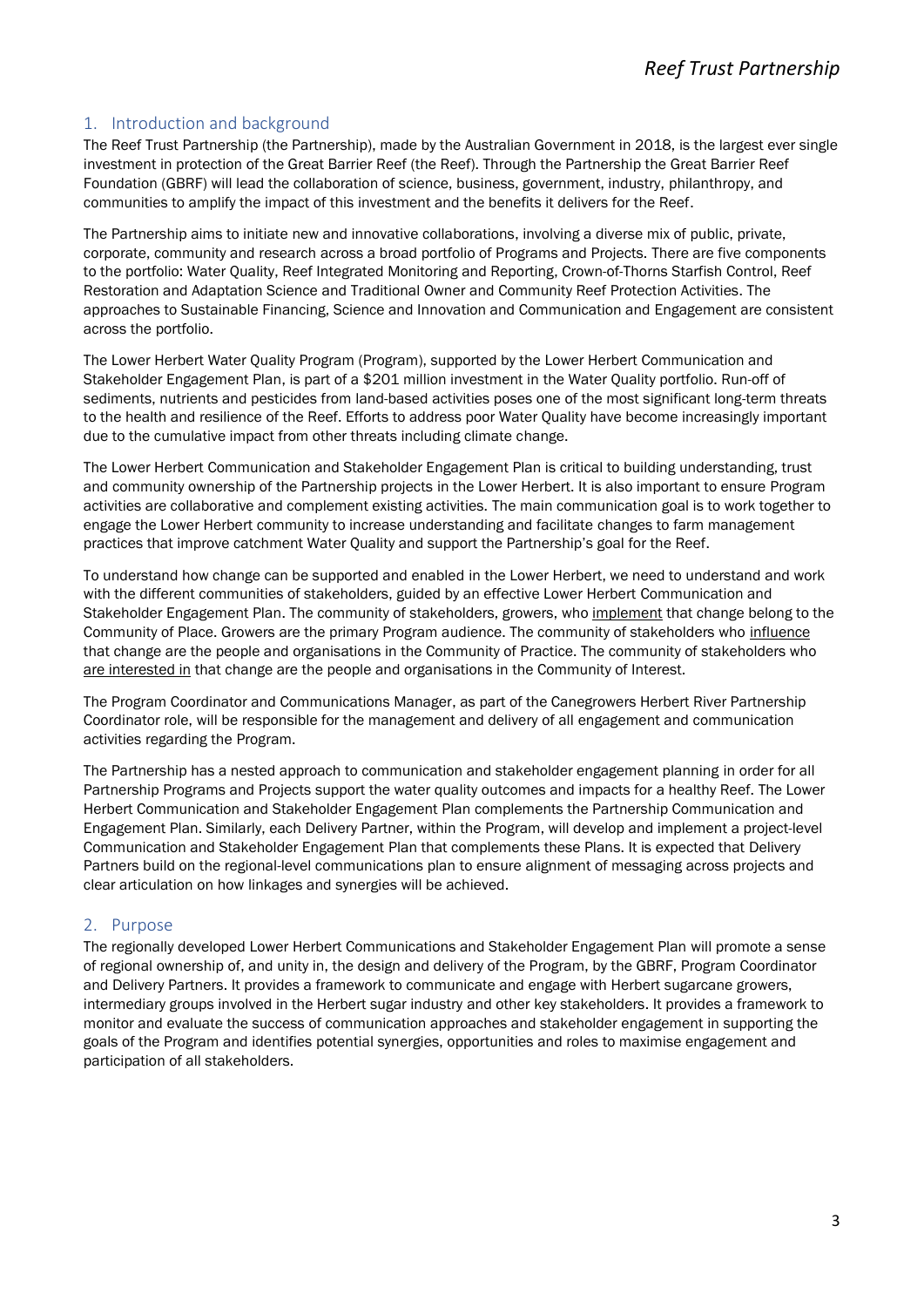## 1. Introduction and background

The Reef Trust Partnership (the Partnership), made by the Australian Government in 2018, is the largest ever single investment in protection of the Great Barrier Reef (the Reef). Through the Partnership the Great Barrier Reef Foundation (GBRF) will lead the collaboration of science, business, government, industry, philanthropy, and communities to amplify the impact of this investment and the benefits it delivers for the Reef.

The Partnership aims to initiate new and innovative collaborations, involving a diverse mix of public, private, corporate, community and research across a broad portfolio of Programs and Projects. There are five components to the portfolio: Water Quality, Reef Integrated Monitoring and Reporting, Crown-of-Thorns Starfish Control, Reef Restoration and Adaptation Science and Traditional Owner and Community Reef Protection Activities. The approaches to Sustainable Financing, Science and Innovation and Communication and Engagement are consistent across the portfolio.

The Lower Herbert Water Quality Program (Program), supported by the Lower Herbert Communication and Stakeholder Engagement Plan, is part of a $201 million investment in the Water Quality portfolio. Run-off of sediments, nutrients and pesticides from land-based activities poses one of the most significant long-term threats to the health and resilience of the Reef. Efforts to address poor Water Quality have become increasingly important due to the cumulative impact from other threats including climate change.

The Lower Herbert Communication and Stakeholder Engagement Plan is critical to building understanding, trust and community ownership of the Partnership projects in the Lower Herbert. It is also important to ensure Program activities are collaborative and complement existing activities. The main communication goal is to work together to engage the Lower Herbert community to increase understanding and facilitate changes to farm management practices that improve catchment Water Quality and support the Partnership's goal for the Reef.

To understand how change can be supported and enabled in the Lower Herbert, we need to understand and work with the different communities of stakeholders, guided by an effective Lower Herbert Communication and Stakeholder Engagement Plan. The community of stakeholders, growers, who <u>implement</u> that change belong to the Community of Place. Growers are the primary Program audience. The community of stakeholders who <u>influence</u> that change are the people and organisations in the Community of Practice. The community of stakeholders who <u>are interested in</u> that change are the people and organisations in the Community of Interest.

The Program Coordinator and Communications Manager, as part of the Canegrowers Herbert River Partnership Coordinator role, will be responsible for the management and delivery of all engagement and communication activities regarding the Program.

The Partnership has a nested approach to communication and stakeholder engagement planning in order for all Partnership Programs and Projects support the water quality outcomes and impacts for a healthy Reef. The Lower Herbert Communication and Stakeholder Engagement Plan complements the Partnership Communication and Engagement Plan. Similarly, each Delivery Partner, within the Program, will develop and implement a project-level Communication and Stakeholder Engagement Plan that complements these Plans. It is expected that Delivery Partners build on the regional-level communications plan to ensure alignment of messaging across projects and clear articulation on how linkages and synergies will be achieved.

## 2. Purpose

The regionally developed Lower Herbert Communications and Stakeholder Engagement Plan will promote a sense of regional ownership of, and unity in, the design and delivery of the Program, by the GBRF, Program Coordinator and Delivery Partners. It provides a framework to communicate and engage with Herbert sugarcane growers, intermediary groups involved in the Herbert sugar industry and other key stakeholders. It provides a framework to monitor and evaluate the success of communication approaches and stakeholder engagement in supporting the goals of the Program and identifies potential synergies, opportunities and roles to maximise engagement and participation of all stakeholders.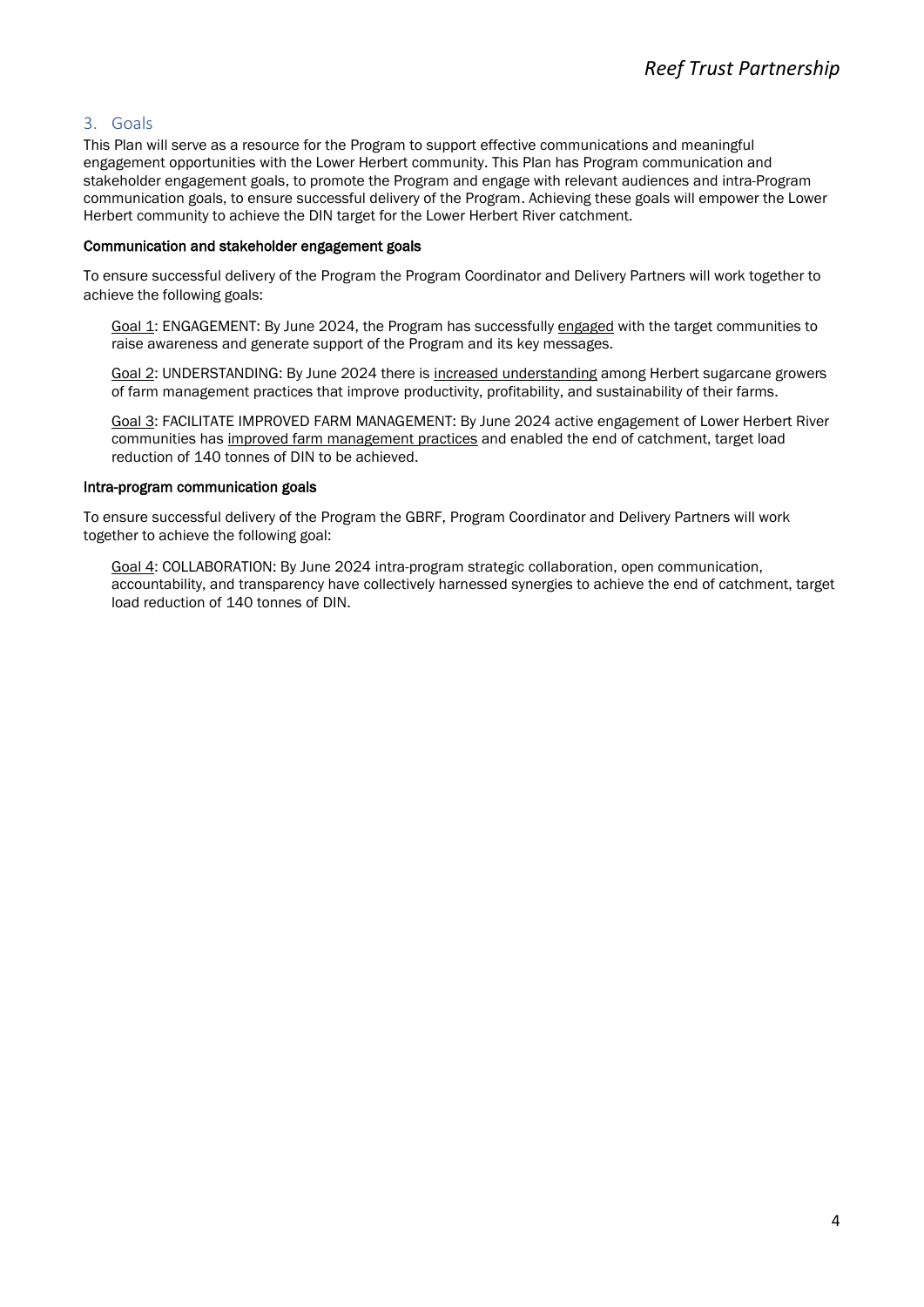## 3. Goals

This Plan will serve as a resource for the Program to support effective communications and meaningful engagement opportunities with the Lower Herbert community. This Plan has Program communication and stakeholder engagement goals, to promote the Program and engage with relevant audiences and intra-Program communication goals, to ensure successful delivery of the Program. Achieving these goals will empower the Lower Herbert community to achieve the DIN target for the Lower Herbert River catchment.

### Communication and stakeholder engagement goals

To ensure successful delivery of the Program the Program Coordinator and Delivery Partners will work together to achieve the following goals:

<u>Goal 1</u>: ENGAGEMENT: By June 2024, the Program has successfully <u>engaged</u> with the target communities to raise awareness and generate support of the Program and its key messages.

<u>Goal 2</u>: UNDERSTANDING: By June 2024 there is <u>increased understanding</u> among Herbert sugarcane growers of farm management practices that improve productivity, profitability, and sustainability of their farms.

<u>Goal 3</u>: FACILITATE IMPROVED FARM MANAGEMENT: By June 2024 active engagement of Lower Herbert River communities has <u>improved farm management practices</u> and enabled the end of catchment, target load reduction of 140 tonnes of DIN to be achieved.

### Intra-program communication goals

To ensure successful delivery of the Program the GBRF, Program Coordinator and Delivery Partners will work together to achieve the following goal:

<u>Goal 4</u>: COLLABORATION: By June 2024 intra-program strategic collaboration, open communication, accountability, and transparency have collectively harnessed synergies to achieve the end of catchment, target load reduction of 140 tonnes of DIN.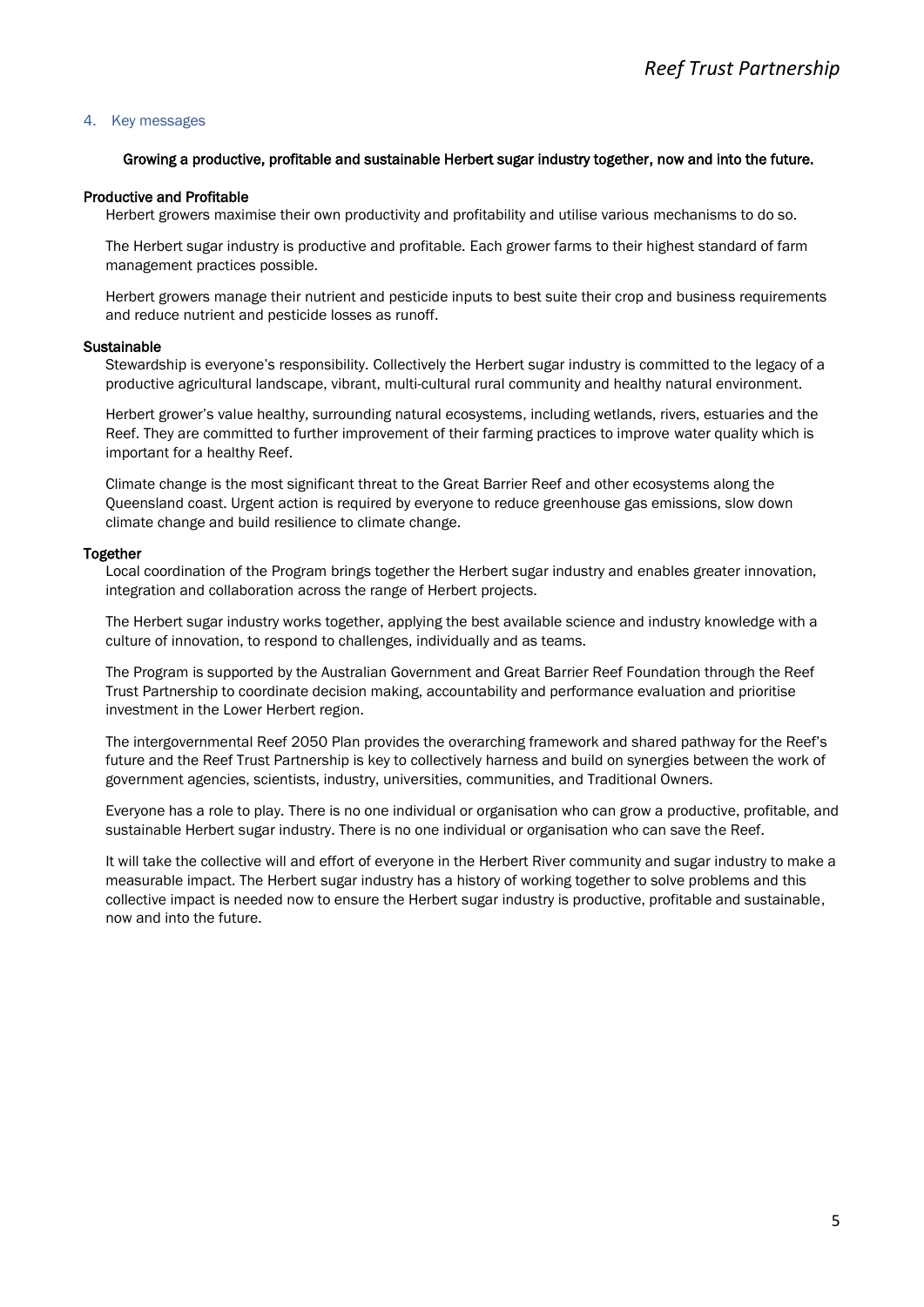## 4. Key messages

**Growing a productive, profitable and sustainable Herbert sugar industry together, now and into the future.**

### Productive and Profitable

Herbert growers maximise their own productivity and profitability and utilise various mechanisms to do so.

The Herbert sugar industry is productive and profitable. Each grower farms to their highest standard of farm management practices possible.

Herbert growers manage their nutrient and pesticide inputs to best suite their crop and business requirements and reduce nutrient and pesticide losses as runoff.

### Sustainable

Stewardship is everyone's responsibility. Collectively the Herbert sugar industry is committed to the legacy of a productive agricultural landscape, vibrant, multi-cultural rural community and healthy natural environment.

Herbert grower's value healthy, surrounding natural ecosystems, including wetlands, rivers, estuaries and the Reef. They are committed to further improvement of their farming practices to improve water quality which is important for a healthy Reef.

Climate change is the most significant threat to the Great Barrier Reef and other ecosystems along the Queensland coast. Urgent action is required by everyone to reduce greenhouse gas emissions, slow down climate change and build resilience to climate change.

### Together

Local coordination of the Program brings together the Herbert sugar industry and enables greater innovation, integration and collaboration across the range of Herbert projects.

The Herbert sugar industry works together, applying the best available science and industry knowledge with a culture of innovation, to respond to challenges, individually and as teams.

The Program is supported by the Australian Government and Great Barrier Reef Foundation through the Reef Trust Partnership to coordinate decision making, accountability and performance evaluation and prioritise investment in the Lower Herbert region.

The intergovernmental Reef 2050 Plan provides the overarching framework and shared pathway for the Reef's future and the Reef Trust Partnership is key to collectively harness and build on synergies between the work of government agencies, scientists, industry, universities, communities, and Traditional Owners.

Everyone has a role to play. There is no one individual or organisation who can grow a productive, profitable, and sustainable Herbert sugar industry. There is no one individual or organisation who can save the Reef.

It will take the collective will and effort of everyone in the Herbert River community and sugar industry to make a measurable impact. The Herbert sugar industry has a history of working together to solve problems and this collective impact is needed now to ensure the Herbert sugar industry is productive, profitable and sustainable, now and into the future.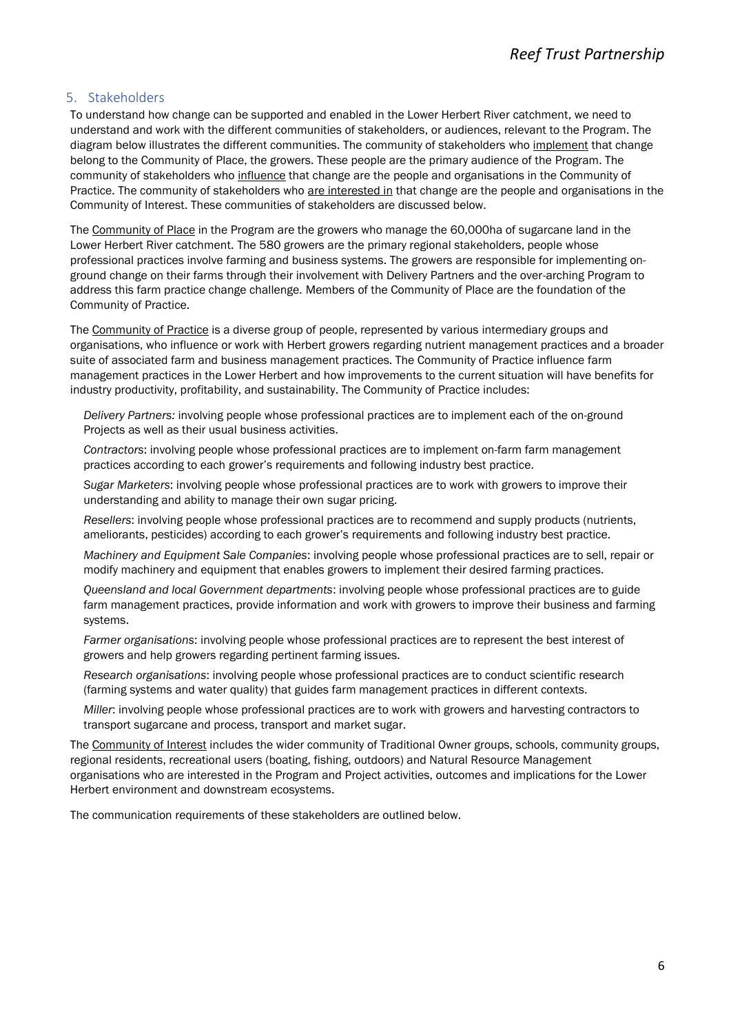## 5. Stakeholders

To understand how change can be supported and enabled in the Lower Herbert River catchment, we need to understand and work with the different communities of stakeholders, or audiences, relevant to the Program. The diagram below illustrates the different communities. The community of stakeholders who <u>implement</u> that change belong to the Community of Place, the growers. These people are the primary audience of the Program. The community of stakeholders who <u>influence</u> that change are the people and organisations in the Community of Practice. The community of stakeholders who <u>are interested in</u> that change are the people and organisations in the Community of Interest. These communities of stakeholders are discussed below.

The <u>Community of Place</u> in the Program are the growers who manage the 60,000ha of sugarcane land in the Lower Herbert River catchment. The 580 growers are the primary regional stakeholders, people whose professional practices involve farming and business systems. The growers are responsible for implementing on-ground change on their farms through their involvement with Delivery Partners and the over-arching Program to address this farm practice change challenge. Members of the Community of Place are the foundation of the Community of Practice.

The <u>Community of Practice</u> is a diverse group of people, represented by various intermediary groups and organisations, who influence or work with Herbert growers regarding nutrient management practices and a broader suite of associated farm and business management practices. The Community of Practice influence farm management practices in the Lower Herbert and how improvements to the current situation will have benefits for industry productivity, profitability, and sustainability. The Community of Practice includes:

*Delivery Partners:* involving people whose professional practices are to implement each of the on-ground Projects as well as their usual business activities.

*Contractors*: involving people whose professional practices are to implement on-farm farm management practices according to each grower's requirements and following industry best practice.

*Sugar Marketers*: involving people whose professional practices are to work with growers to improve their understanding and ability to manage their own sugar pricing.

*Resellers*: involving people whose professional practices are to recommend and supply products (nutrients, ameliorants, pesticides) according to each grower's requirements and following industry best practice.

*Machinery and Equipment Sale Companies*: involving people whose professional practices are to sell, repair or modify machinery and equipment that enables growers to implement their desired farming practices.

*Queensland and local Government departments*: involving people whose professional practices are to guide farm management practices, provide information and work with growers to improve their business and farming systems.

*Farmer organisations*: involving people whose professional practices are to represent the best interest of growers and help growers regarding pertinent farming issues.

*Research organisations*: involving people whose professional practices are to conduct scientific research (farming systems and water quality) that guides farm management practices in different contexts.

*Miller*: involving people whose professional practices are to work with growers and harvesting contractors to transport sugarcane and process, transport and market sugar.

The <u>Community of Interest</u> includes the wider community of Traditional Owner groups, schools, community groups, regional residents, recreational users (boating, fishing, outdoors) and Natural Resource Management organisations who are interested in the Program and Project activities, outcomes and implications for the Lower Herbert environment and downstream ecosystems.

The communication requirements of these stakeholders are outlined below.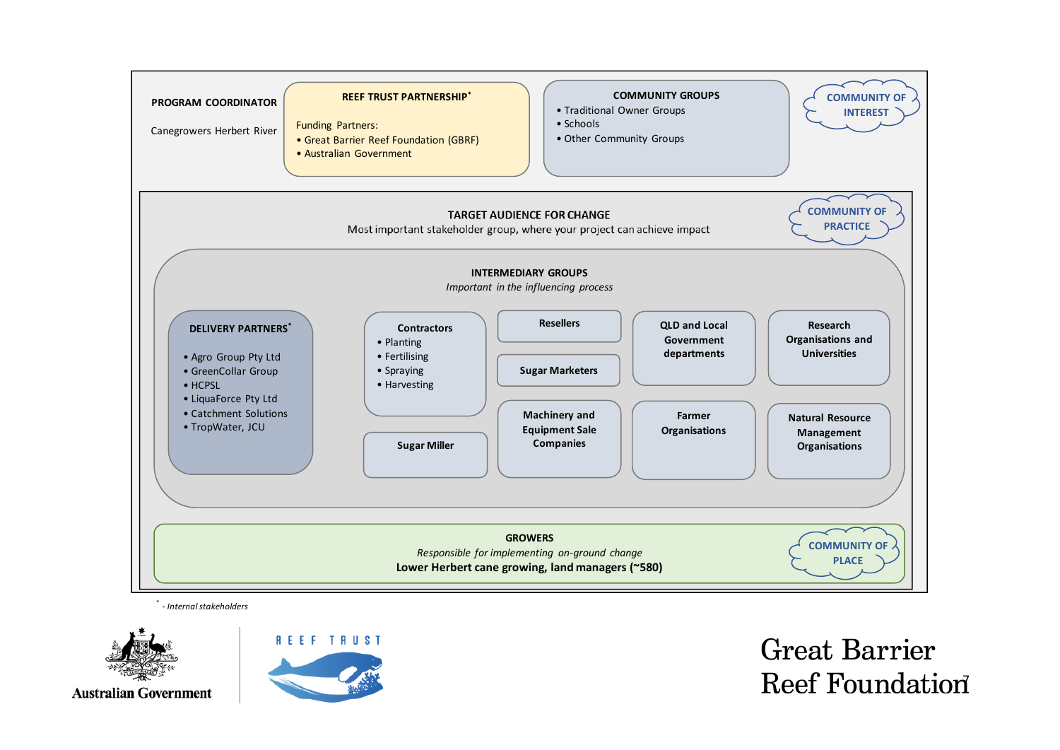**PROGRAM COORDINATOR**

Canegrowers Herbert River

**REEF TRUST PARTNERSHIP***

Funding Partners:

- Great Barrier Reef Foundation (GBRF)
- Australian Government

**COMMUNITY GROUPS**

- Traditional Owner Groups
- Schools
- Other Community Groups

**COMMUNITY OF INTEREST**

**TARGET AUDIENCE FOR CHANGE**

Most important stakeholder group, where your project can achieve impact

**COMMUNITY OF PRACTICE**

**INTERMEDIARY GROUPS**

*Important in the influencing process*

**DELIVERY PARTNERS***

- Agro Group Pty Ltd
- GreenCollar Group
- HCPSL
- LiquaForce Pty Ltd
- Catchment Solutions
- TropWater, JCU

**Contractors**

- Planting
- Fertilising
- Spraying
- Harvesting

**Sugar Miller**

**Resellers**

**Sugar Marketers**

**Machinery and Equipment Sale Companies**

**QLD and Local Government departments**

**Farmer Organisations**

**Research Organisations and Universities**

**Natural Resource Management Organisations**

**GROWERS**

*Responsible for implementing on-ground change*

**Lower Herbert cane growing, land managers (~580)**

**COMMUNITY OF PLACE**

\* *- Internal stakeholders*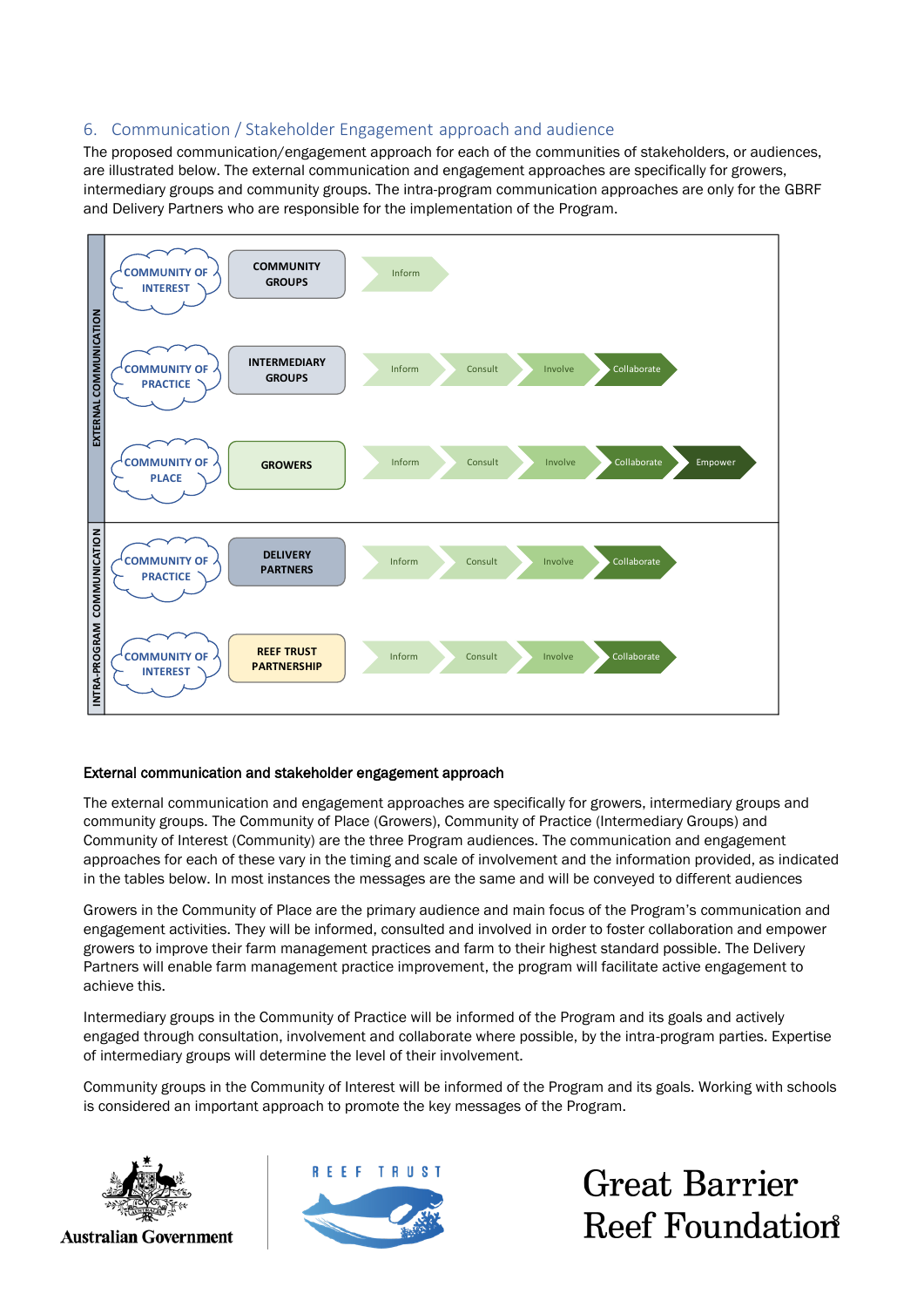## 6. Communication / Stakeholder Engagement approach and audience

The proposed communication/engagement approach for each of the communities of stakeholders, or audiences, are illustrated below. The external communication and engagement approaches are specifically for growers, intermediary groups and community groups. The intra-program communication approaches are only for the GBRF and Delivery Partners who are responsible for the implementation of the Program.

| | Community | Audience | Approach |
|---|---|---|---|
| EXTERNAL COMMUNICATION | COMMUNITY OF INTEREST | COMMUNITY GROUPS | Inform |
| | COMMUNITY OF PRACTICE | INTERMEDIARY GROUPS | Inform → Consult → Involve → Collaborate |
| | COMMUNITY OF PLACE | GROWERS | Inform → Consult → Involve → Collaborate → Empower |
| INTRA-PROGRAM COMMUNICATION | COMMUNITY OF PRACTICE | DELIVERY PARTNERS | Inform → Consult → Involve → Collaborate |
| | COMMUNITY OF INTEREST | REEF TRUST PARTNERSHIP | Inform → Consult → Involve → Collaborate |

**External communication and stakeholder engagement approach**

The external communication and engagement approaches are specifically for growers, intermediary groups and community groups. The Community of Place (Growers), Community of Practice (Intermediary Groups) and Community of Interest (Community) are the three Program audiences. The communication and engagement approaches for each of these vary in the timing and scale of involvement and the information provided, as indicated in the tables below. In most instances the messages are the same and will be conveyed to different audiences

Growers in the Community of Place are the primary audience and main focus of the Program's communication and engagement activities. They will be informed, consulted and involved in order to foster collaboration and empower growers to improve their farm management practices and farm to their highest standard possible. The Delivery Partners will enable farm management practice improvement, the program will facilitate active engagement to achieve this.

Intermediary groups in the Community of Practice will be informed of the Program and its goals and actively engaged through consultation, involvement and collaborate where possible, by the intra-program parties. Expertise of intermediary groups will determine the level of their involvement.

Community groups in the Community of Interest will be informed of the Program and its goals. Working with schools is considered an important approach to promote the key messages of the Program.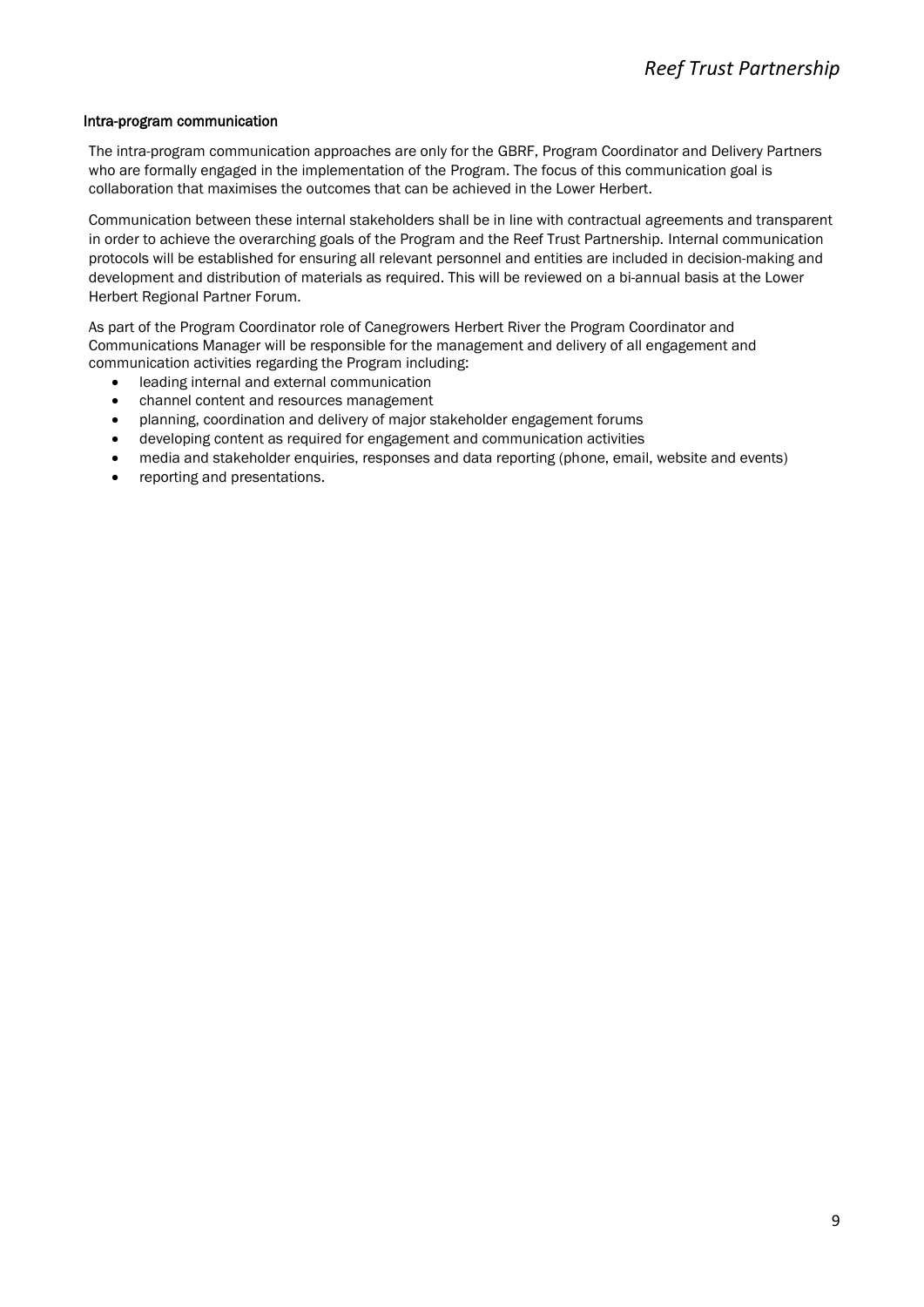### Intra-program communication

The intra-program communication approaches are only for the GBRF, Program Coordinator and Delivery Partners who are formally engaged in the implementation of the Program. The focus of this communication goal is collaboration that maximises the outcomes that can be achieved in the Lower Herbert.

Communication between these internal stakeholders shall be in line with contractual agreements and transparent in order to achieve the overarching goals of the Program and the Reef Trust Partnership. Internal communication protocols will be established for ensuring all relevant personnel and entities are included in decision-making and development and distribution of materials as required. This will be reviewed on a bi-annual basis at the Lower Herbert Regional Partner Forum.

As part of the Program Coordinator role of Canegrowers Herbert River the Program Coordinator and Communications Manager will be responsible for the management and delivery of all engagement and communication activities regarding the Program including:

- leading internal and external communication
- channel content and resources management
- planning, coordination and delivery of major stakeholder engagement forums
- developing content as required for engagement and communication activities
- media and stakeholder enquiries, responses and data reporting (phone, email, website and events)
- reporting and presentations.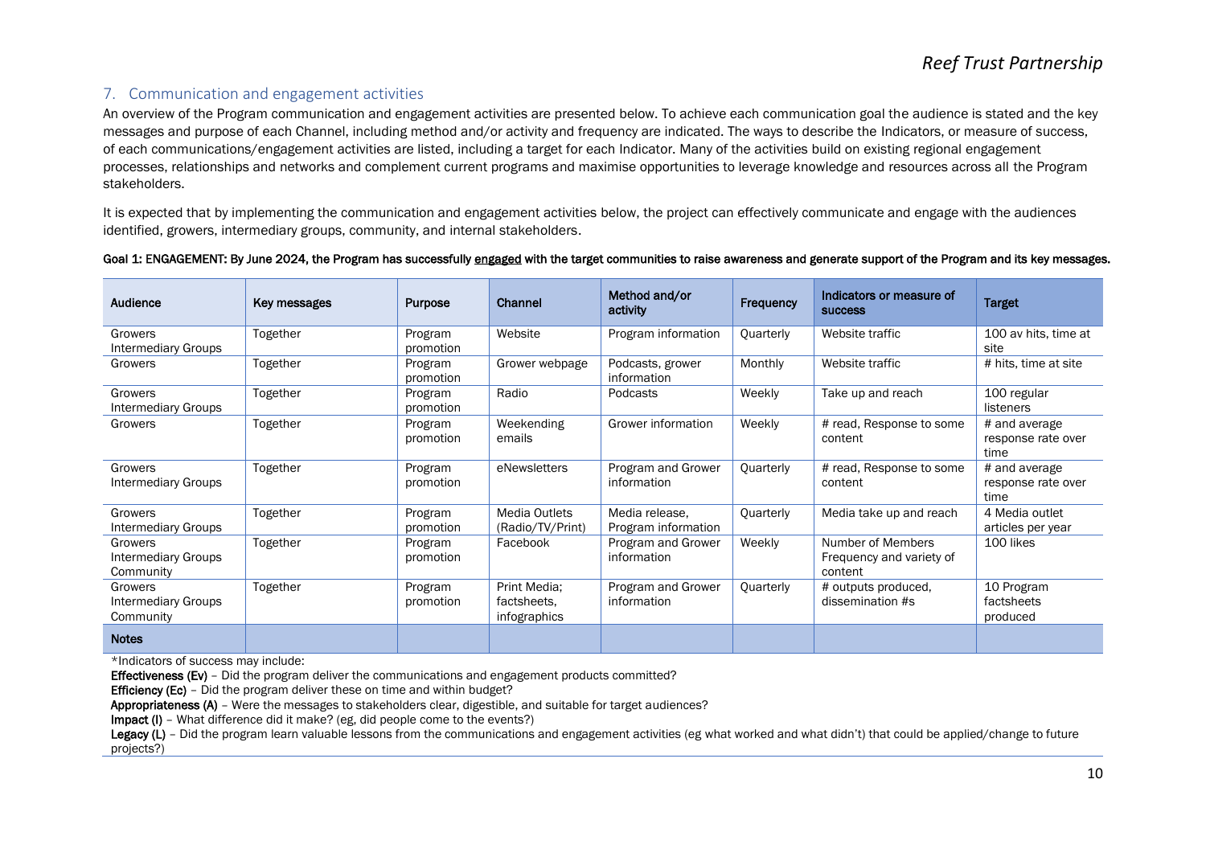## 7. Communication and engagement activities

An overview of the Program communication and engagement activities are presented below. To achieve each communication goal the audience is stated and the key messages and purpose of each Channel, including method and/or activity and frequency are indicated. The ways to describe the Indicators, or measure of success, of each communications/engagement activities are listed, including a target for each Indicator. Many of the activities build on existing regional engagement processes, relationships and networks and complement current programs and maximise opportunities to leverage knowledge and resources across all the Program stakeholders.

It is expected that by implementing the communication and engagement activities below, the project can effectively communicate and engage with the audiences identified, growers, intermediary groups, community, and internal stakeholders.

**Goal 1: ENGAGEMENT: By June 2024, the Program has successfully engaged with the target communities to raise awareness and generate support of the Program and its key messages.**

| Audience | Key messages | Purpose | Channel | Method and/or activity | Frequency | Indicators or measure of success | Target |
|---|---|---|---|---|---|---|---|
| Growers<br>Intermediary Groups | Together | Program promotion | Website | Program information | Quarterly | Website traffic | 100 av hits, time at site |
| Growers | Together | Program promotion | Grower webpage | Podcasts, grower information | Monthly | Website traffic | # hits, time at site |
| Growers<br>Intermediary Groups | Together | Program promotion | Radio | Podcasts | Weekly | Take up and reach | 100 regular listeners |
| Growers | Together | Program promotion | Weekending emails | Grower information | Weekly | # read, Response to some content | # and average response rate over time |
| Growers<br>Intermediary Groups | Together | Program promotion | eNewsletters | Program and Grower information | Quarterly | # read, Response to some content | # and average response rate over time |
| Growers<br>Intermediary Groups | Together | Program promotion | Media Outlets (Radio/TV/Print) | Media release, Program information | Quarterly | Media take up and reach | 4 Media outlet articles per year |
| Growers<br>Intermediary Groups<br>Community | Together | Program promotion | Facebook | Program and Grower information | Weekly | Number of Members Frequency and variety of content | 100 likes |
| Growers<br>Intermediary Groups<br>Community | Together | Program promotion | Print Media; factsheets, infographics | Program and Grower information | Quarterly | # outputs produced, dissemination #s | 10 Program factsheets produced |
| **Notes** | | | | | | | |

*Indicators of success may include:

**Effectiveness (Ev)** – Did the program deliver the communications and engagement products committed?

**Efficiency (Ec)** – Did the program deliver these on time and within budget?

**Appropriateness (A)** – Were the messages to stakeholders clear, digestible, and suitable for target audiences?

**Impact (I)** – What difference did it make? (eg, did people come to the events?)

**Legacy (L)** – Did the program learn valuable lessons from the communications and engagement activities (eg what worked and what didn't) that could be applied/change to future projects?)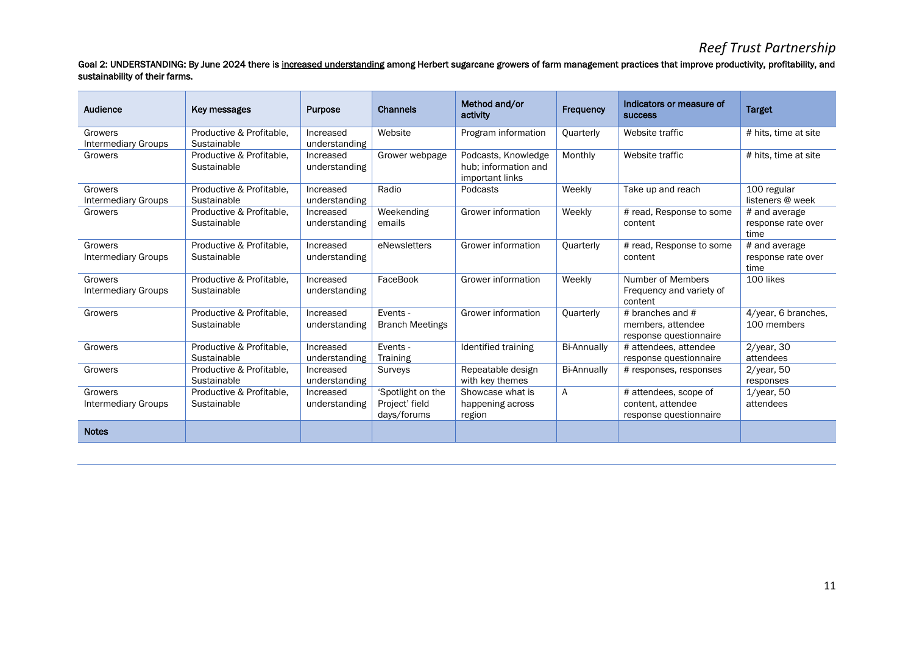**Goal 2: UNDERSTANDING: By June 2024 there is <u>increased understanding</u> among Herbert sugarcane growers of farm management practices that improve productivity, profitability, and sustainability of their farms.**

| Audience | Key messages | Purpose | Channels | Method and/or activity | Frequency | Indicators or measure of success | Target |
|---|---|---|---|---|---|---|---|
| Growers Intermediary Groups | Productive & Profitable, Sustainable | Increased understanding | Website | Program information | Quarterly | Website traffic | # hits, time at site |
| Growers | Productive & Profitable, Sustainable | Increased understanding | Grower webpage | Podcasts, Knowledge hub; information and important links | Monthly | Website traffic | # hits, time at site |
| Growers Intermediary Groups | Productive & Profitable, Sustainable | Increased understanding | Radio | Podcasts | Weekly | Take up and reach | 100 regular listeners @ week |
| Growers | Productive & Profitable, Sustainable | Increased understanding | Weekending emails | Grower information | Weekly | # read, Response to some content | # and average response rate over time |
| Growers Intermediary Groups | Productive & Profitable, Sustainable | Increased understanding | eNewsletters | Grower information | Quarterly | # read, Response to some content | # and average response rate over time |
| Growers Intermediary Groups | Productive & Profitable, Sustainable | Increased understanding | FaceBook | Grower information | Weekly | Number of Members Frequency and variety of content | 100 likes |
| Growers | Productive & Profitable, Sustainable | Increased understanding | Events - Branch Meetings | Grower information | Quarterly | # branches and # members, attendee response questionnaire | 4/year, 6 branches, 100 members |
| Growers | Productive & Profitable, Sustainable | Increased understanding | Events - Training | Identified training | Bi-Annually | # attendees, attendee response questionnaire | 2/year, 30 attendees |
| Growers | Productive & Profitable, Sustainable | Increased understanding | Surveys | Repeatable design with key themes | Bi-Annually | # responses, responses | 2/year, 50 responses |
| Growers Intermediary Groups | Productive & Profitable, Sustainable | Increased understanding | 'Spotlight on the Project' field days/forums | Showcase what is happening across region | A | # attendees, scope of content, attendee response questionnaire | 1/year, 50 attendees |
| **Notes** | | | | | | | |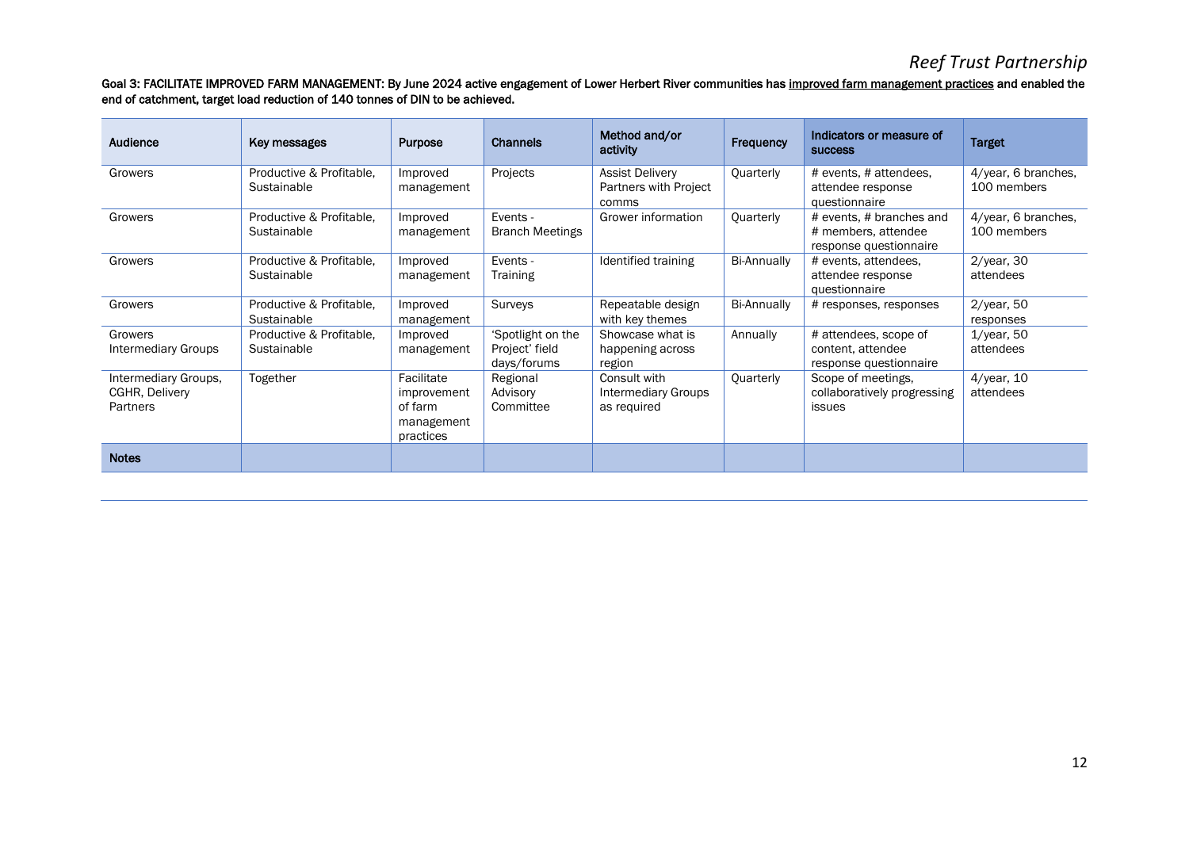**Goal 3: FACILITATE IMPROVED FARM MANAGEMENT: By June 2024 active engagement of Lower Herbert River communities has improved farm management practices and enabled the end of catchment, target load reduction of 140 tonnes of DIN to be achieved.**

| Audience | Key messages | Purpose | Channels | Method and/or activity | Frequency | Indicators or measure of success | Target |
|---|---|---|---|---|---|---|---|
| Growers | Productive & Profitable, Sustainable | Improved management | Projects | Assist Delivery Partners with Project comms | Quarterly | # events, # attendees, attendee response questionnaire | 4/year, 6 branches, 100 members |
| Growers | Productive & Profitable, Sustainable | Improved management | Events - Branch Meetings | Grower information | Quarterly | # events, # branches and # members, attendee response questionnaire | 4/year, 6 branches, 100 members |
| Growers | Productive & Profitable, Sustainable | Improved management | Events - Training | Identified training | Bi-Annually | # events, attendees, attendee response questionnaire | 2/year, 30 attendees |
| Growers | Productive & Profitable, Sustainable | Improved management | Surveys | Repeatable design with key themes | Bi-Annually | # responses, responses | 2/year, 50 responses |
| Growers Intermediary Groups | Productive & Profitable, Sustainable | Improved management | 'Spotlight on the Project' field days/forums | Showcase what is happening across region | Annually | # attendees, scope of content, attendee response questionnaire | 1/year, 50 attendees |
| Intermediary Groups, CGHR, Delivery Partners | Together | Facilitate improvement of farm management practices | Regional Advisory Committee | Consult with Intermediary Groups as required | Quarterly | Scope of meetings, collaboratively progressing issues | 4/year, 10 attendees |
| **Notes** | | | | | | | |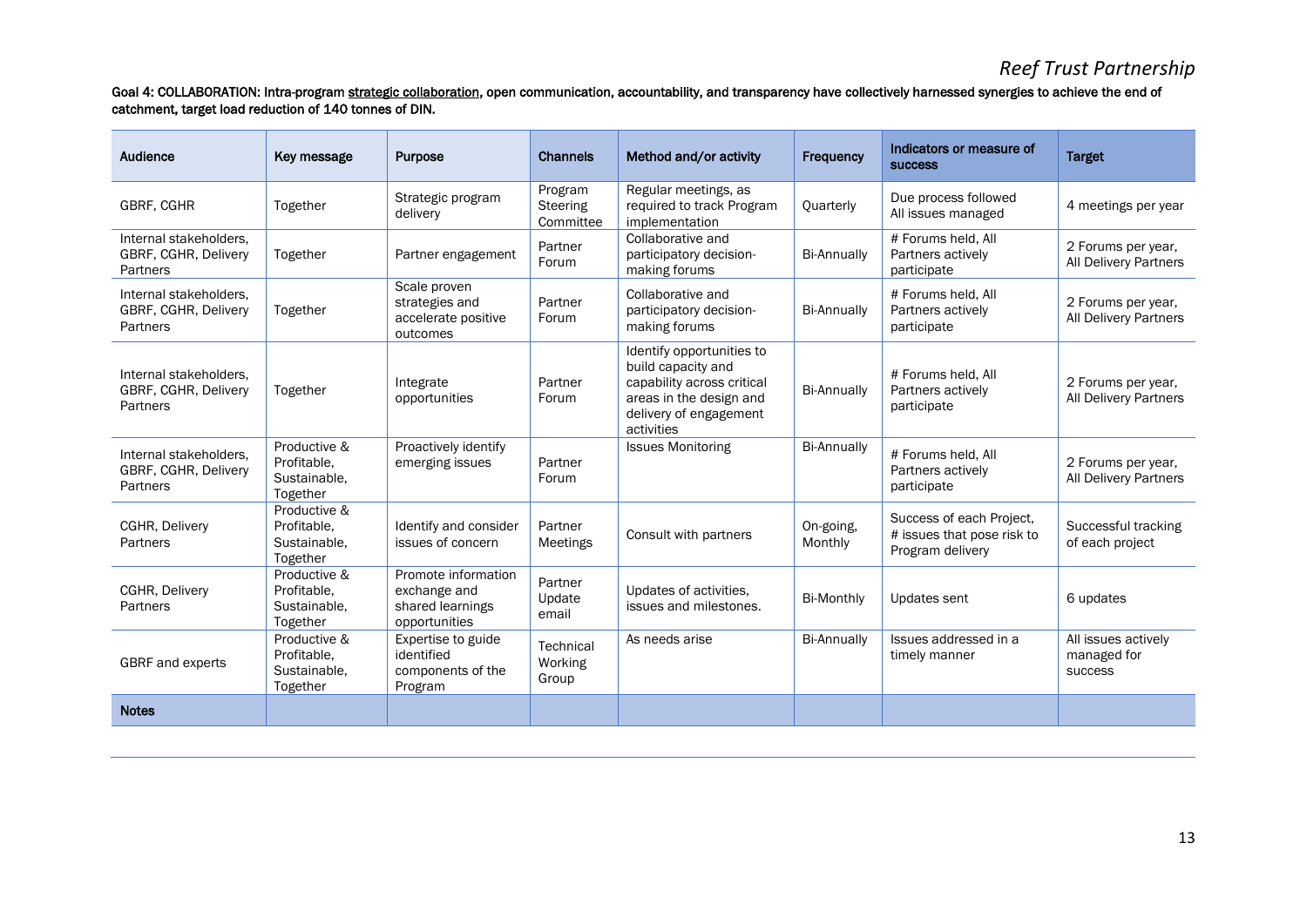Goal 4: COLLABORATION: Intra-program strategic collaboration, open communication, accountability, and transparency have collectively harnessed synergies to achieve the end of catchment, target load reduction of 140 tonnes of DIN.

| Audience | Key message | Purpose | Channels | Method and/or activity | Frequency | Indicators or measure of success | Target |
|---|---|---|---|---|---|---|---|
| GBRF, CGHR | Together | Strategic program delivery | Program Steering Committee | Regular meetings, as required to track Program implementation | Quarterly | Due process followed All issues managed | 4 meetings per year |
| Internal stakeholders, GBRF, CGHR, Delivery Partners | Together | Partner engagement | Partner Forum | Collaborative and participatory decision-making forums | Bi-Annually | # Forums held, All Partners actively participate | 2 Forums per year, All Delivery Partners |
| Internal stakeholders, GBRF, CGHR, Delivery Partners | Together | Scale proven strategies and accelerate positive outcomes | Partner Forum | Collaborative and participatory decision-making forums | Bi-Annually | # Forums held, All Partners actively participate | 2 Forums per year, All Delivery Partners |
| Internal stakeholders, GBRF, CGHR, Delivery Partners | Together | Integrate opportunities | Partner Forum | Identify opportunities to build capacity and capability across critical areas in the design and delivery of engagement activities | Bi-Annually | # Forums held, All Partners actively participate | 2 Forums per year, All Delivery Partners |
| Internal stakeholders, GBRF, CGHR, Delivery Partners | Productive & Profitable, Sustainable, Together | Proactively identify emerging issues | Partner Forum | Issues Monitoring | Bi-Annually | # Forums held, All Partners actively participate | 2 Forums per year, All Delivery Partners |
| CGHR, Delivery Partners | Productive & Profitable, Sustainable, Together | Identify and consider issues of concern | Partner Meetings | Consult with partners | On-going, Monthly | Success of each Project, # issues that pose risk to Program delivery | Successful tracking of each project |
| CGHR, Delivery Partners | Productive & Profitable, Sustainable, Together | Promote information exchange and shared learnings opportunities | Partner Update email | Updates of activities, issues and milestones. | Bi-Monthly | Updates sent | 6 updates |
| GBRF and experts | Productive & Profitable, Sustainable, Together | Expertise to guide identified components of the Program | Technical Working Group | As needs arise | Bi-Annually | Issues addressed in a timely manner | All issues actively managed for success |
| **Notes** | | | | | | | |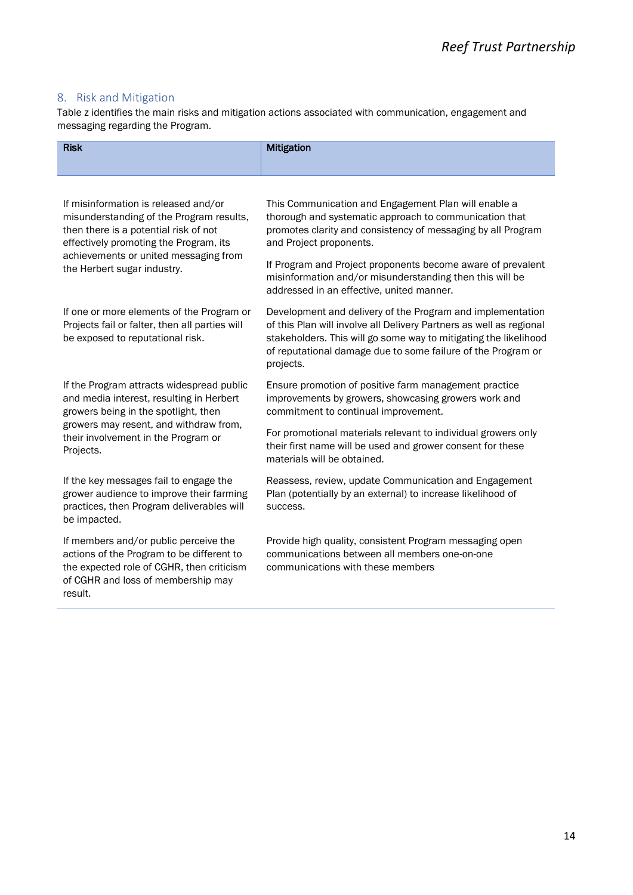## 8. Risk and Mitigation

Table z identifies the main risks and mitigation actions associated with communication, engagement and messaging regarding the Program.

| Risk | Mitigation |
|---|---|
| If misinformation is released and/or misunderstanding of the Program results, then there is a potential risk of not effectively promoting the Program, its achievements or united messaging from the Herbert sugar industry. | This Communication and Engagement Plan will enable a thorough and systematic approach to communication that promotes clarity and consistency of messaging by all Program and Project proponents.<br><br>If Program and Project proponents become aware of prevalent misinformation and/or misunderstanding then this will be addressed in an effective, united manner. |
| If one or more elements of the Program or Projects fail or falter, then all parties will be exposed to reputational risk. | Development and delivery of the Program and implementation of this Plan will involve all Delivery Partners as well as regional stakeholders. This will go some way to mitigating the likelihood of reputational damage due to some failure of the Program or projects. |
| If the Program attracts widespread public and media interest, resulting in Herbert growers being in the spotlight, then growers may resent, and withdraw from, their involvement in the Program or Projects. | Ensure promotion of positive farm management practice improvements by growers, showcasing growers work and commitment to continual improvement.<br><br>For promotional materials relevant to individual growers only their first name will be used and grower consent for these materials will be obtained. |
| If the key messages fail to engage the grower audience to improve their farming practices, then Program deliverables will be impacted. | Reassess, review, update Communication and Engagement Plan (potentially by an external) to increase likelihood of success. |
| If members and/or public perceive the actions of the Program to be different to the expected role of CGHR, then criticism of CGHR and loss of membership may result. | Provide high quality, consistent Program messaging open communications between all members one-on-one communications with these members |